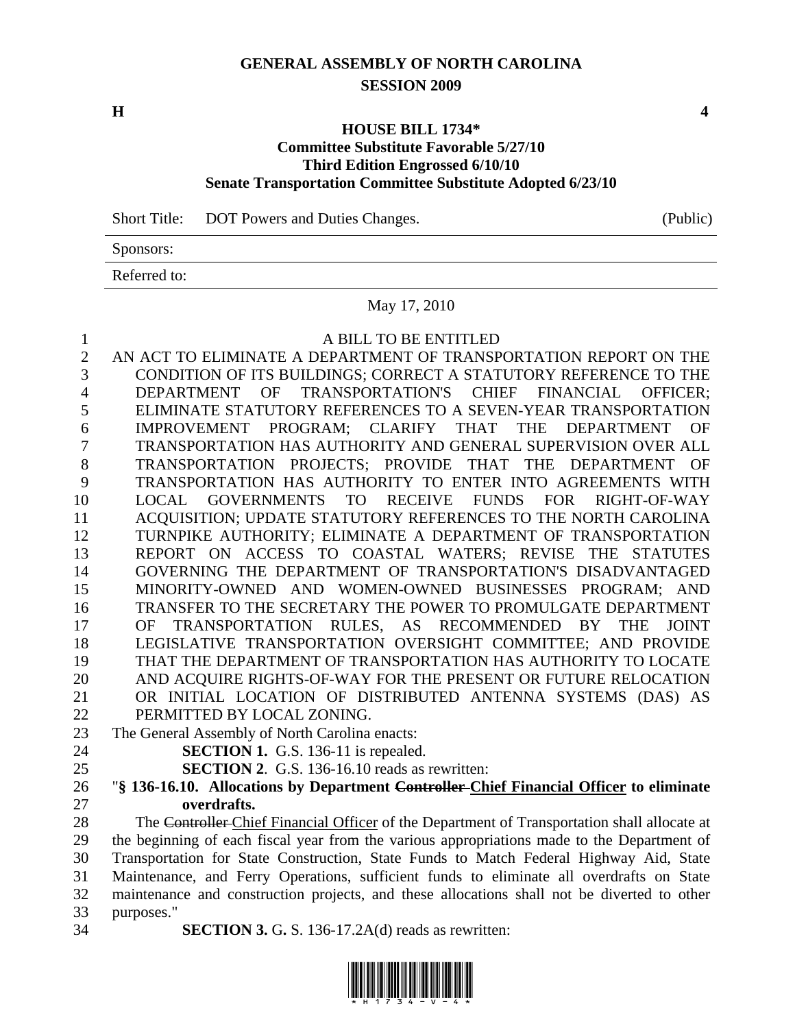# GENERAL ASSEMBLY OF NORTH CAROLINA
## SESSION 2009

**H** **4**

### HOUSE BILL 1734*
**Committee Substitute Favorable 5/27/10**
**Third Edition Engrossed 6/10/10**
**Senate Transportation Committee Substitute Adopted 6/23/10**

Short Title: DOT Powers and Duties Changes. (Public)

Sponsors:

Referred to:

May 17, 2010

A BILL TO BE ENTITLED

AN ACT TO ELIMINATE A DEPARTMENT OF TRANSPORTATION REPORT ON THE CONDITION OF ITS BUILDINGS; CORRECT A STATUTORY REFERENCE TO THE DEPARTMENT OF TRANSPORTATION'S CHIEF FINANCIAL OFFICER; ELIMINATE STATUTORY REFERENCES TO A SEVEN-YEAR TRANSPORTATION IMPROVEMENT PROGRAM; CLARIFY THAT THE DEPARTMENT OF TRANSPORTATION HAS AUTHORITY AND GENERAL SUPERVISION OVER ALL TRANSPORTATION PROJECTS; PROVIDE THAT THE DEPARTMENT OF TRANSPORTATION HAS AUTHORITY TO ENTER INTO AGREEMENTS WITH LOCAL GOVERNMENTS TO RECEIVE FUNDS FOR RIGHT-OF-WAY ACQUISITION; UPDATE STATUTORY REFERENCES TO THE NORTH CAROLINA TURNPIKE AUTHORITY; ELIMINATE A DEPARTMENT OF TRANSPORTATION REPORT ON ACCESS TO COASTAL WATERS; REVISE THE STATUTES GOVERNING THE DEPARTMENT OF TRANSPORTATION'S DISADVANTAGED MINORITY-OWNED AND WOMEN-OWNED BUSINESSES PROGRAM; AND TRANSFER TO THE SECRETARY THE POWER TO PROMULGATE DEPARTMENT OF TRANSPORTATION RULES, AS RECOMMENDED BY THE JOINT LEGISLATIVE TRANSPORTATION OVERSIGHT COMMITTEE; AND PROVIDE THAT THE DEPARTMENT OF TRANSPORTATION HAS AUTHORITY TO LOCATE AND ACQUIRE RIGHTS-OF-WAY FOR THE PRESENT OR FUTURE RELOCATION OR INITIAL LOCATION OF DISTRIBUTED ANTENNA SYSTEMS (DAS) AS PERMITTED BY LOCAL ZONING.

The General Assembly of North Carolina enacts:

**SECTION 1.** G.S. 136-11 is repealed.

**SECTION 2**. G.S. 136-16.10 reads as rewritten:

"**§ 136-16.10. Allocations by Department ~~Controller~~ Chief Financial Officer to eliminate overdrafts.**

The ~~Controller~~ Chief Financial Officer of the Department of Transportation shall allocate at the beginning of each fiscal year from the various appropriations made to the Department of Transportation for State Construction, State Funds to Match Federal Highway Aid, State Maintenance, and Ferry Operations, sufficient funds to eliminate all overdrafts on State maintenance and construction projects, and these allocations shall not be diverted to other purposes."

**SECTION 3.** G. S. 136-17.2A(d) reads as rewritten: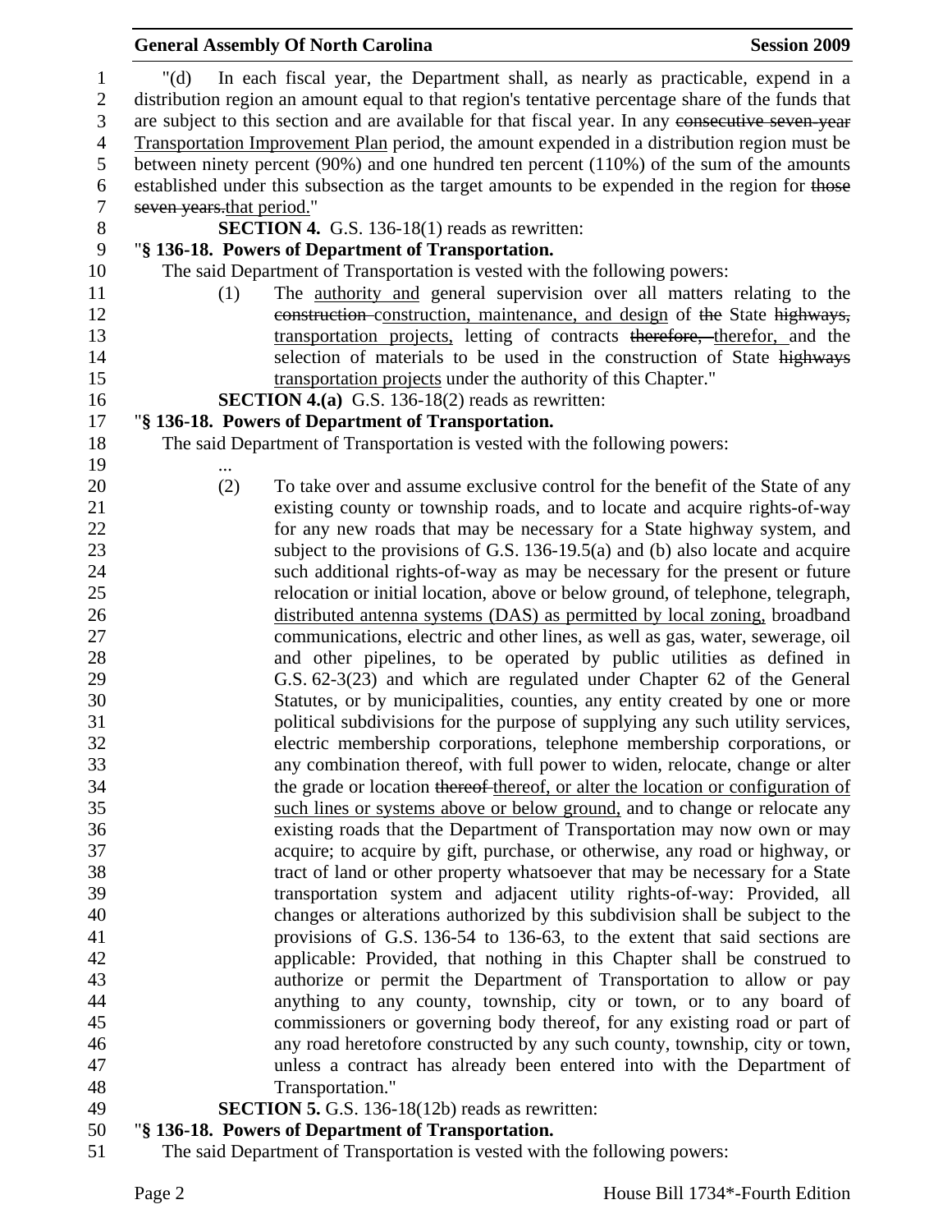"(d) In each fiscal year, the Department shall, as nearly as practicable, expend in a distribution region an amount equal to that region's tentative percentage share of the funds that are subject to this section and are available for that fiscal year. In any ~~consecutive seven-year~~ Transportation Improvement Plan period, the amount expended in a distribution region must be between ninety percent (90%) and one hundred ten percent (110%) of the sum of the amounts established under this subsection as the target amounts to be expended in the region for ~~those seven years.~~that period."

**SECTION 4.** G.S. 136-18(1) reads as rewritten:

"**§ 136-18. Powers of Department of Transportation.**

The said Department of Transportation is vested with the following powers:

(1) The authority and general supervision over all matters relating to the ~~construction~~ construction, maintenance, and design of ~~the~~ State ~~highways,~~ transportation projects, letting of contracts ~~therefore,~~ therefor, and the selection of materials to be used in the construction of State ~~highways~~ transportation projects under the authority of this Chapter."

**SECTION 4.(a)** G.S. 136-18(2) reads as rewritten:

"**§ 136-18. Powers of Department of Transportation.**

The said Department of Transportation is vested with the following powers:

...

(2) To take over and assume exclusive control for the benefit of the State of any existing county or township roads, and to locate and acquire rights-of-way for any new roads that may be necessary for a State highway system, and subject to the provisions of G.S. 136-19.5(a) and (b) also locate and acquire such additional rights-of-way as may be necessary for the present or future relocation or initial location, above or below ground, of telephone, telegraph, distributed antenna systems (DAS) as permitted by local zoning, broadband communications, electric and other lines, as well as gas, water, sewerage, oil and other pipelines, to be operated by public utilities as defined in G.S. 62-3(23) and which are regulated under Chapter 62 of the General Statutes, or by municipalities, counties, any entity created by one or more political subdivisions for the purpose of supplying any such utility services, electric membership corporations, telephone membership corporations, or any combination thereof, with full power to widen, relocate, change or alter the grade or location ~~thereof~~ thereof, or alter the location or configuration of such lines or systems above or below ground, and to change or relocate any existing roads that the Department of Transportation may now own or may acquire; to acquire by gift, purchase, or otherwise, any road or highway, or tract of land or other property whatsoever that may be necessary for a State transportation system and adjacent utility rights-of-way: Provided, all changes or alterations authorized by this subdivision shall be subject to the provisions of G.S. 136-54 to 136-63, to the extent that said sections are applicable: Provided, that nothing in this Chapter shall be construed to authorize or permit the Department of Transportation to allow or pay anything to any county, township, city or town, or to any board of commissioners or governing body thereof, for any existing road or part of any road heretofore constructed by any such county, township, city or town, unless a contract has already been entered into with the Department of Transportation."

**SECTION 5.** G.S. 136-18(12b) reads as rewritten:

"**§ 136-18. Powers of Department of Transportation.**

The said Department of Transportation is vested with the following powers: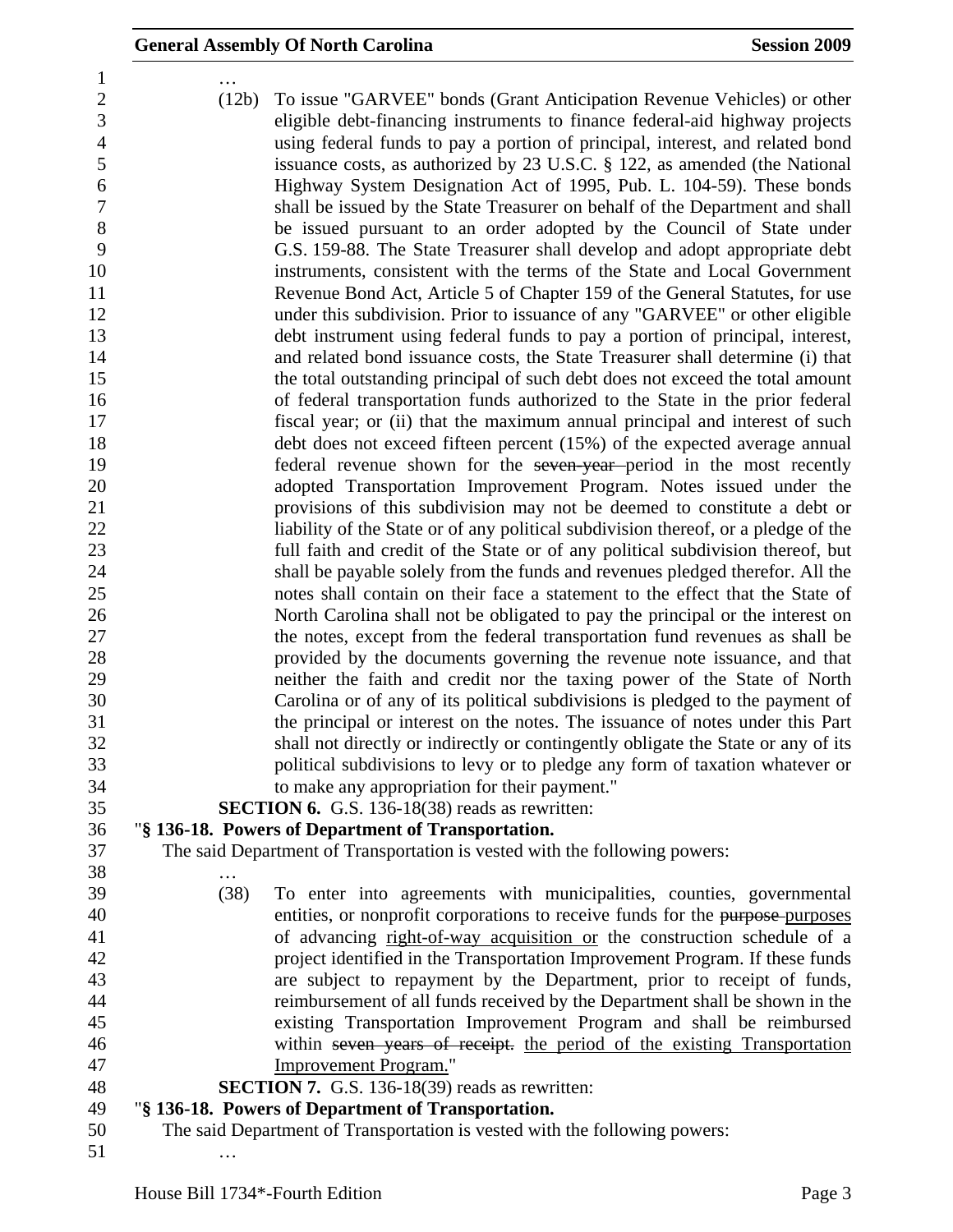…

(12b) To issue "GARVEE" bonds (Grant Anticipation Revenue Vehicles) or other eligible debt-financing instruments to finance federal-aid highway projects using federal funds to pay a portion of principal, interest, and related bond issuance costs, as authorized by 23 U.S.C. § 122, as amended (the National Highway System Designation Act of 1995, Pub. L. 104-59). These bonds shall be issued by the State Treasurer on behalf of the Department and shall be issued pursuant to an order adopted by the Council of State under G.S. 159-88. The State Treasurer shall develop and adopt appropriate debt instruments, consistent with the terms of the State and Local Government Revenue Bond Act, Article 5 of Chapter 159 of the General Statutes, for use under this subdivision. Prior to issuance of any "GARVEE" or other eligible debt instrument using federal funds to pay a portion of principal, interest, and related bond issuance costs, the State Treasurer shall determine (i) that the total outstanding principal of such debt does not exceed the total amount of federal transportation funds authorized to the State in the prior federal fiscal year; or (ii) that the maximum annual principal and interest of such debt does not exceed fifteen percent (15%) of the expected average annual federal revenue shown for the ~~seven-year~~ period in the most recently adopted Transportation Improvement Program. Notes issued under the provisions of this subdivision may not be deemed to constitute a debt or liability of the State or of any political subdivision thereof, or a pledge of the full faith and credit of the State or of any political subdivision thereof, but shall be payable solely from the funds and revenues pledged therefor. All the notes shall contain on their face a statement to the effect that the State of North Carolina shall not be obligated to pay the principal or the interest on the notes, except from the federal transportation fund revenues as shall be provided by the documents governing the revenue note issuance, and that neither the faith and credit nor the taxing power of the State of North Carolina or of any of its political subdivisions is pledged to the payment of the principal or interest on the notes. The issuance of notes under this Part shall not directly or indirectly or contingently obligate the State or any of its political subdivisions to levy or to pledge any form of taxation whatever or to make any appropriation for their payment."

**SECTION 6.** G.S. 136-18(38) reads as rewritten:

"**§ 136-18. Powers of Department of Transportation.**

The said Department of Transportation is vested with the following powers:

…

(38) To enter into agreements with municipalities, counties, governmental entities, or nonprofit corporations to receive funds for the ~~purpose~~ <u>purposes</u> of advancing <u>right-of-way acquisition or</u> the construction schedule of a project identified in the Transportation Improvement Program. If these funds are subject to repayment by the Department, prior to receipt of funds, reimbursement of all funds received by the Department shall be shown in the existing Transportation Improvement Program and shall be reimbursed within ~~seven years of receipt.~~ <u>the period of the existing Transportation Improvement Program.</u>"

**SECTION 7.** G.S. 136-18(39) reads as rewritten:

"**§ 136-18. Powers of Department of Transportation.**

The said Department of Transportation is vested with the following powers:

…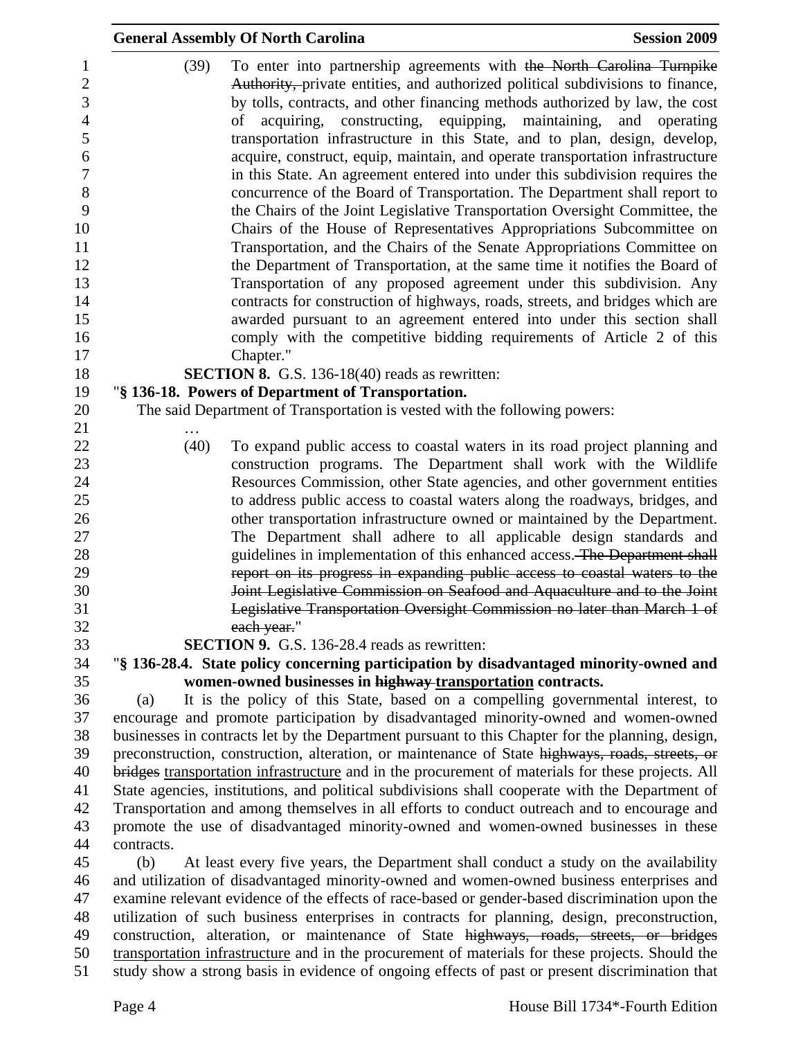(39) To enter into partnership agreements with ~~the North Carolina Turnpike Authority,~~ private entities, and authorized political subdivisions to finance, by tolls, contracts, and other financing methods authorized by law, the cost of acquiring, constructing, equipping, maintaining, and operating transportation infrastructure in this State, and to plan, design, develop, acquire, construct, equip, maintain, and operate transportation infrastructure in this State. An agreement entered into under this subdivision requires the concurrence of the Board of Transportation. The Department shall report to the Chairs of the Joint Legislative Transportation Oversight Committee, the Chairs of the House of Representatives Appropriations Subcommittee on Transportation, and the Chairs of the Senate Appropriations Committee on the Department of Transportation, at the same time it notifies the Board of Transportation of any proposed agreement under this subdivision. Any contracts for construction of highways, roads, streets, and bridges which are awarded pursuant to an agreement entered into under this section shall comply with the competitive bidding requirements of Article 2 of this Chapter."

**SECTION 8.** G.S. 136-18(40) reads as rewritten:

"**§ 136-18. Powers of Department of Transportation.**

The said Department of Transportation is vested with the following powers:

…

(40) To expand public access to coastal waters in its road project planning and construction programs. The Department shall work with the Wildlife Resources Commission, other State agencies, and other government entities to address public access to coastal waters along the roadways, bridges, and other transportation infrastructure owned or maintained by the Department. The Department shall adhere to all applicable design standards and guidelines in implementation of this enhanced access. ~~The Department shall report on its progress in expanding public access to coastal waters to the Joint Legislative Commission on Seafood and Aquaculture and to the Joint Legislative Transportation Oversight Commission no later than March 1 of each year.~~"

**SECTION 9.** G.S. 136-28.4 reads as rewritten:

"**§ 136-28.4. State policy concerning participation by disadvantaged minority-owned and women-owned businesses in ~~highway~~ <u>transportation</u> contracts.**

(a) It is the policy of this State, based on a compelling governmental interest, to encourage and promote participation by disadvantaged minority-owned and women-owned businesses in contracts let by the Department pursuant to this Chapter for the planning, design, preconstruction, construction, alteration, or maintenance of State ~~highways, roads, streets, or bridges~~ <u>transportation infrastructure</u> and in the procurement of materials for these projects. All State agencies, institutions, and political subdivisions shall cooperate with the Department of Transportation and among themselves in all efforts to conduct outreach and to encourage and promote the use of disadvantaged minority-owned and women-owned businesses in these contracts.

(b) At least every five years, the Department shall conduct a study on the availability and utilization of disadvantaged minority-owned and women-owned business enterprises and examine relevant evidence of the effects of race-based or gender-based discrimination upon the utilization of such business enterprises in contracts for planning, design, preconstruction, construction, alteration, or maintenance of State ~~highways, roads, streets, or bridges~~ <u>transportation infrastructure</u> and in the procurement of materials for these projects. Should the study show a strong basis in evidence of ongoing effects of past or present discrimination that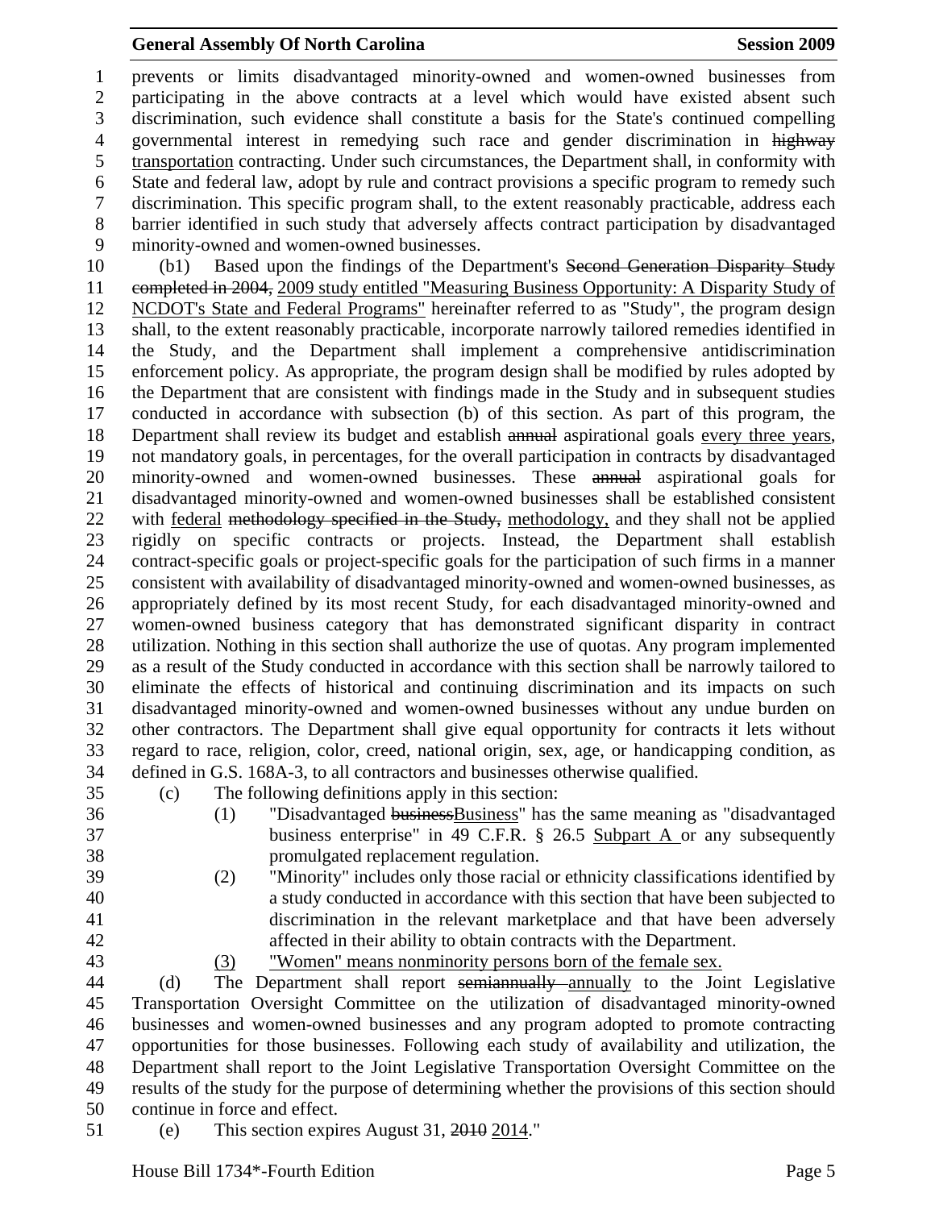prevents or limits disadvantaged minority-owned and women-owned businesses from participating in the above contracts at a level which would have existed absent such discrimination, such evidence shall constitute a basis for the State's continued compelling governmental interest in remedying such race and gender discrimination in ~~highway~~ transportation contracting. Under such circumstances, the Department shall, in conformity with State and federal law, adopt by rule and contract provisions a specific program to remedy such discrimination. This specific program shall, to the extent reasonably practicable, address each barrier identified in such study that adversely affects contract participation by disadvantaged minority-owned and women-owned businesses.

(b1) Based upon the findings of the Department's ~~Second Generation Disparity Study completed in 2004,~~ 2009 study entitled "Measuring Business Opportunity: A Disparity Study of NCDOT's State and Federal Programs" hereinafter referred to as "Study", the program design shall, to the extent reasonably practicable, incorporate narrowly tailored remedies identified in the Study, and the Department shall implement a comprehensive antidiscrimination enforcement policy. As appropriate, the program design shall be modified by rules adopted by the Department that are consistent with findings made in the Study and in subsequent studies conducted in accordance with subsection (b) of this section. As part of this program, the Department shall review its budget and establish ~~annual~~ aspirational goals every three years, not mandatory goals, in percentages, for the overall participation in contracts by disadvantaged minority-owned and women-owned businesses. These ~~annual~~ aspirational goals for disadvantaged minority-owned and women-owned businesses shall be established consistent with federal ~~methodology specified in the Study,~~ methodology, and they shall not be applied rigidly on specific contracts or projects. Instead, the Department shall establish contract-specific goals or project-specific goals for the participation of such firms in a manner consistent with availability of disadvantaged minority-owned and women-owned businesses, as appropriately defined by its most recent Study, for each disadvantaged minority-owned and women-owned business category that has demonstrated significant disparity in contract utilization. Nothing in this section shall authorize the use of quotas. Any program implemented as a result of the Study conducted in accordance with this section shall be narrowly tailored to eliminate the effects of historical and continuing discrimination and its impacts on such disadvantaged minority-owned and women-owned businesses without any undue burden on other contractors. The Department shall give equal opportunity for contracts it lets without regard to race, religion, color, creed, national origin, sex, age, or handicapping condition, as defined in G.S. 168A-3, to all contractors and businesses otherwise qualified.

(c) The following definitions apply in this section:

(1) "Disadvantaged ~~business~~Business" has the same meaning as "disadvantaged business enterprise" in 49 C.F.R. § 26.5 Subpart A or any subsequently promulgated replacement regulation.

(2) "Minority" includes only those racial or ethnicity classifications identified by a study conducted in accordance with this section that have been subjected to discrimination in the relevant marketplace and that have been adversely affected in their ability to obtain contracts with the Department.

(3) "Women" means nonminority persons born of the female sex.

(d) The Department shall report ~~semiannually~~ annually to the Joint Legislative Transportation Oversight Committee on the utilization of disadvantaged minority-owned businesses and women-owned businesses and any program adopted to promote contracting opportunities for those businesses. Following each study of availability and utilization, the Department shall report to the Joint Legislative Transportation Oversight Committee on the results of the study for the purpose of determining whether the provisions of this section should continue in force and effect.

(e) This section expires August 31, ~~2010~~ 2014."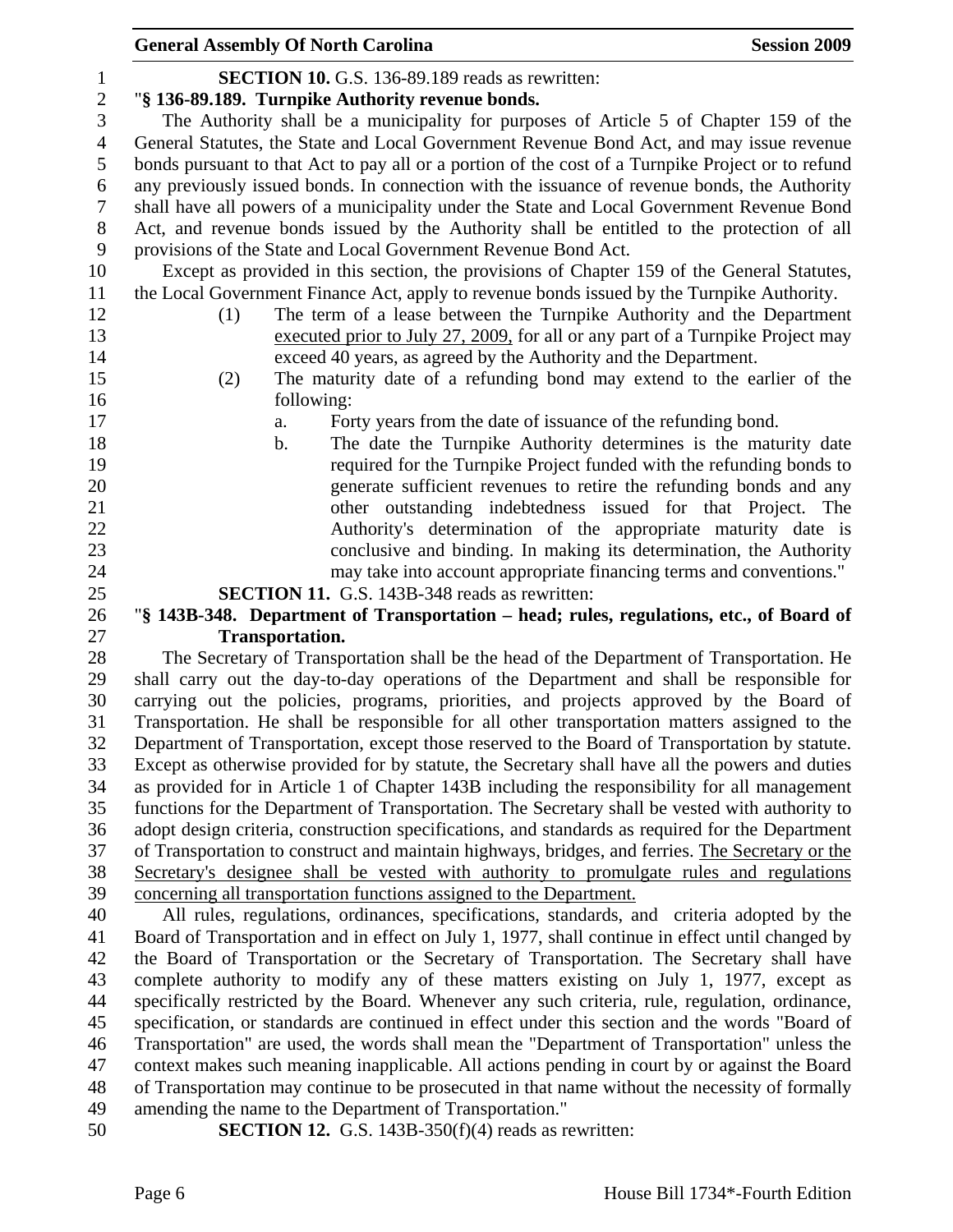**SECTION 10.** G.S. 136-89.189 reads as rewritten:

"**§ 136-89.189. Turnpike Authority revenue bonds.**

The Authority shall be a municipality for purposes of Article 5 of Chapter 159 of the General Statutes, the State and Local Government Revenue Bond Act, and may issue revenue bonds pursuant to that Act to pay all or a portion of the cost of a Turnpike Project or to refund any previously issued bonds. In connection with the issuance of revenue bonds, the Authority shall have all powers of a municipality under the State and Local Government Revenue Bond Act, and revenue bonds issued by the Authority shall be entitled to the protection of all provisions of the State and Local Government Revenue Bond Act.

Except as provided in this section, the provisions of Chapter 159 of the General Statutes, the Local Government Finance Act, apply to revenue bonds issued by the Turnpike Authority.

(1) The term of a lease between the Turnpike Authority and the Department <u>executed prior to July 27, 2009,</u> for all or any part of a Turnpike Project may exceed 40 years, as agreed by the Authority and the Department.

(2) The maturity date of a refunding bond may extend to the earlier of the following:

a. Forty years from the date of issuance of the refunding bond.

b. The date the Turnpike Authority determines is the maturity date required for the Turnpike Project funded with the refunding bonds to generate sufficient revenues to retire the refunding bonds and any other outstanding indebtedness issued for that Project. The Authority's determination of the appropriate maturity date is conclusive and binding. In making its determination, the Authority may take into account appropriate financing terms and conventions."

**SECTION 11.** G.S. 143B-348 reads as rewritten:

"**§ 143B-348. Department of Transportation – head; rules, regulations, etc., of Board of Transportation.**

The Secretary of Transportation shall be the head of the Department of Transportation. He shall carry out the day-to-day operations of the Department and shall be responsible for carrying out the policies, programs, priorities, and projects approved by the Board of Transportation. He shall be responsible for all other transportation matters assigned to the Department of Transportation, except those reserved to the Board of Transportation by statute. Except as otherwise provided for by statute, the Secretary shall have all the powers and duties as provided for in Article 1 of Chapter 143B including the responsibility for all management functions for the Department of Transportation. The Secretary shall be vested with authority to adopt design criteria, construction specifications, and standards as required for the Department of Transportation to construct and maintain highways, bridges, and ferries. <u>The Secretary or the Secretary's designee shall be vested with authority to promulgate rules and regulations concerning all transportation functions assigned to the Department.</u>

All rules, regulations, ordinances, specifications, standards, and criteria adopted by the Board of Transportation and in effect on July 1, 1977, shall continue in effect until changed by the Board of Transportation or the Secretary of Transportation. The Secretary shall have complete authority to modify any of these matters existing on July 1, 1977, except as specifically restricted by the Board. Whenever any such criteria, rule, regulation, ordinance, specification, or standards are continued in effect under this section and the words "Board of Transportation" are used, the words shall mean the "Department of Transportation" unless the context makes such meaning inapplicable. All actions pending in court by or against the Board of Transportation may continue to be prosecuted in that name without the necessity of formally amending the name to the Department of Transportation."

**SECTION 12.** G.S. 143B-350(f)(4) reads as rewritten: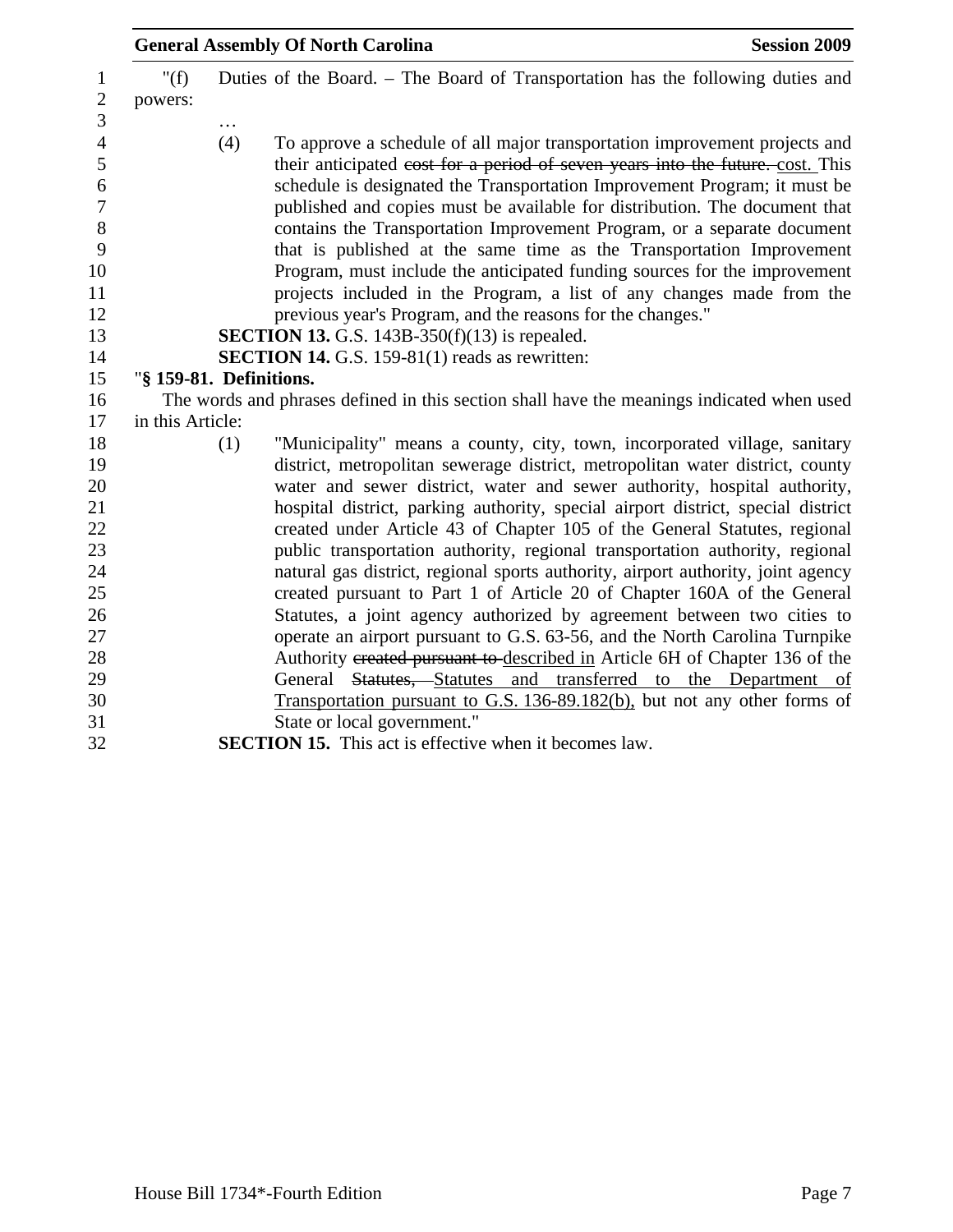"(f) Duties of the Board. – The Board of Transportation has the following duties and powers:

…

(4) To approve a schedule of all major transportation improvement projects and their anticipated ~~cost for a period of seven years into the future.~~ cost. This schedule is designated the Transportation Improvement Program; it must be published and copies must be available for distribution. The document that contains the Transportation Improvement Program, or a separate document that is published at the same time as the Transportation Improvement Program, must include the anticipated funding sources for the improvement projects included in the Program, a list of any changes made from the previous year's Program, and the reasons for the changes."

**SECTION 13.** G.S. 143B-350(f)(13) is repealed.

**SECTION 14.** G.S. 159-81(1) reads as rewritten:

"**§ 159-81. Definitions.**

The words and phrases defined in this section shall have the meanings indicated when used in this Article:

(1) "Municipality" means a county, city, town, incorporated village, sanitary district, metropolitan sewerage district, metropolitan water district, county water and sewer district, water and sewer authority, hospital authority, hospital district, parking authority, special airport district, special district created under Article 43 of Chapter 105 of the General Statutes, regional public transportation authority, regional transportation authority, regional natural gas district, regional sports authority, airport authority, joint agency created pursuant to Part 1 of Article 20 of Chapter 160A of the General Statutes, a joint agency authorized by agreement between two cities to operate an airport pursuant to G.S. 63-56, and the North Carolina Turnpike Authority ~~created pursuant to~~ <u>described in</u> Article 6H of Chapter 136 of the General ~~Statutes,~~ <u>Statutes and transferred to the Department of Transportation pursuant to G.S. 136-89.182(b),</u> but not any other forms of State or local government."

**SECTION 15.** This act is effective when it becomes law.